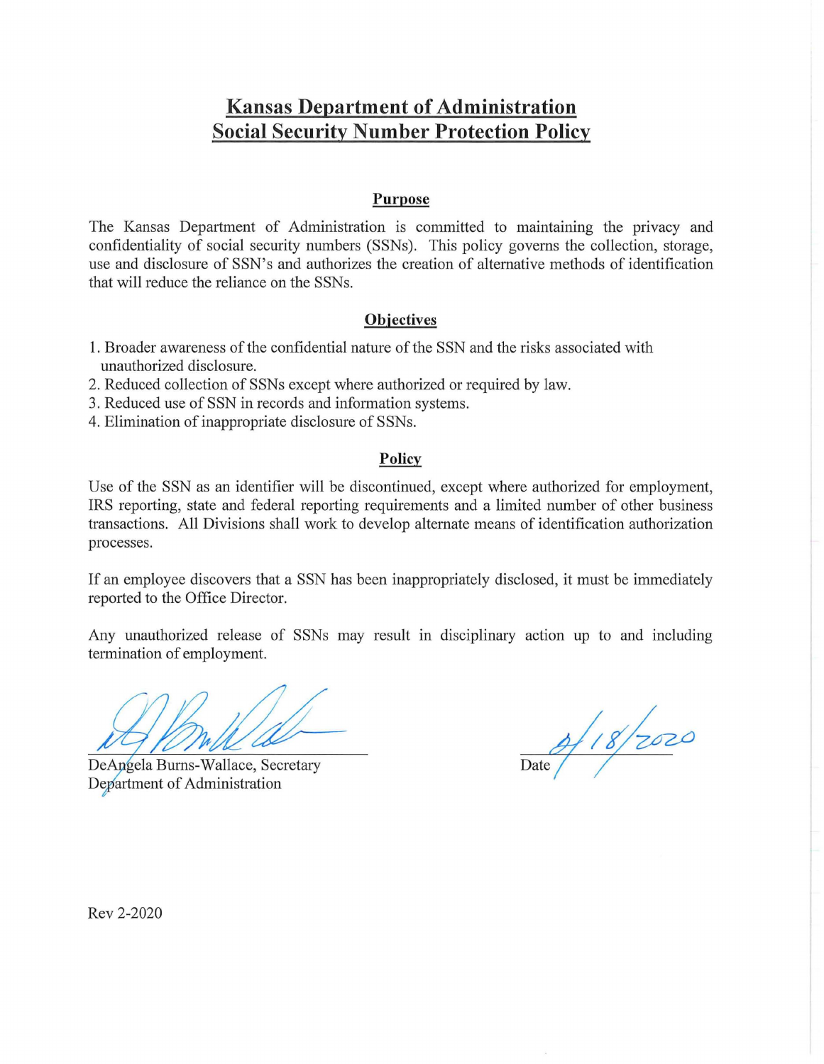# Kansas Department of Administration
# Social Security Number Protection Policy

## Purpose

The Kansas Department of Administration is committed to maintaining the privacy and confidentiality of social security numbers (SSNs). This policy governs the collection, storage, use and disclosure of SSN's and authorizes the creation of alternative methods of identification that will reduce the reliance on the SSNs.

## Objectives

1. Broader awareness of the confidential nature of the SSN and the risks associated with unauthorized disclosure.
2. Reduced collection of SSNs except where authorized or required by law.
3. Reduced use of SSN in records and information systems.
4. Elimination of inappropriate disclosure of SSNs.

## Policy

Use of the SSN as an identifier will be discontinued, except where authorized for employment, IRS reporting, state and federal reporting requirements and a limited number of other business transactions. All Divisions shall work to develop alternate means of identification authorization processes.

If an employee discovers that a SSN has been inappropriately disclosed, it must be immediately reported to the Office Director.

Any unauthorized release of SSNs may result in disciplinary action up to and including termination of employment.

DeAngela Burns-Wallace, Secretary
Department of Administration

Date: 2/18/2020

Rev 2-2020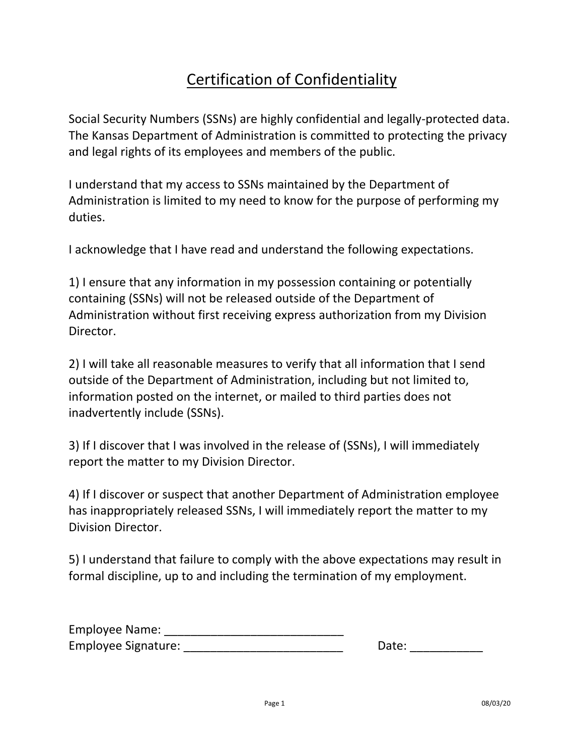# Certification of Confidentiality

Social Security Numbers (SSNs) are highly confidential and legally-protected data. The Kansas Department of Administration is committed to protecting the privacy and legal rights of its employees and members of the public.

I understand that my access to SSNs maintained by the Department of Administration is limited to my need to know for the purpose of performing my duties.

I acknowledge that I have read and understand the following expectations.

1) I ensure that any information in my possession containing or potentially containing (SSNs) will not be released outside of the Department of Administration without first receiving express authorization from my Division Director.

2) I will take all reasonable measures to verify that all information that I send outside of the Department of Administration, including but not limited to, information posted on the internet, or mailed to third parties does not inadvertently include (SSNs).

3) If I discover that I was involved in the release of (SSNs), I will immediately report the matter to my Division Director.

4) If I discover or suspect that another Department of Administration employee has inappropriately released SSNs, I will immediately report the matter to my Division Director.

5) I understand that failure to comply with the above expectations may result in formal discipline, up to and including the termination of my employment.

Employee Name: ___________________________

Employee Signature: _________________________ Date: ___________

08/03/20